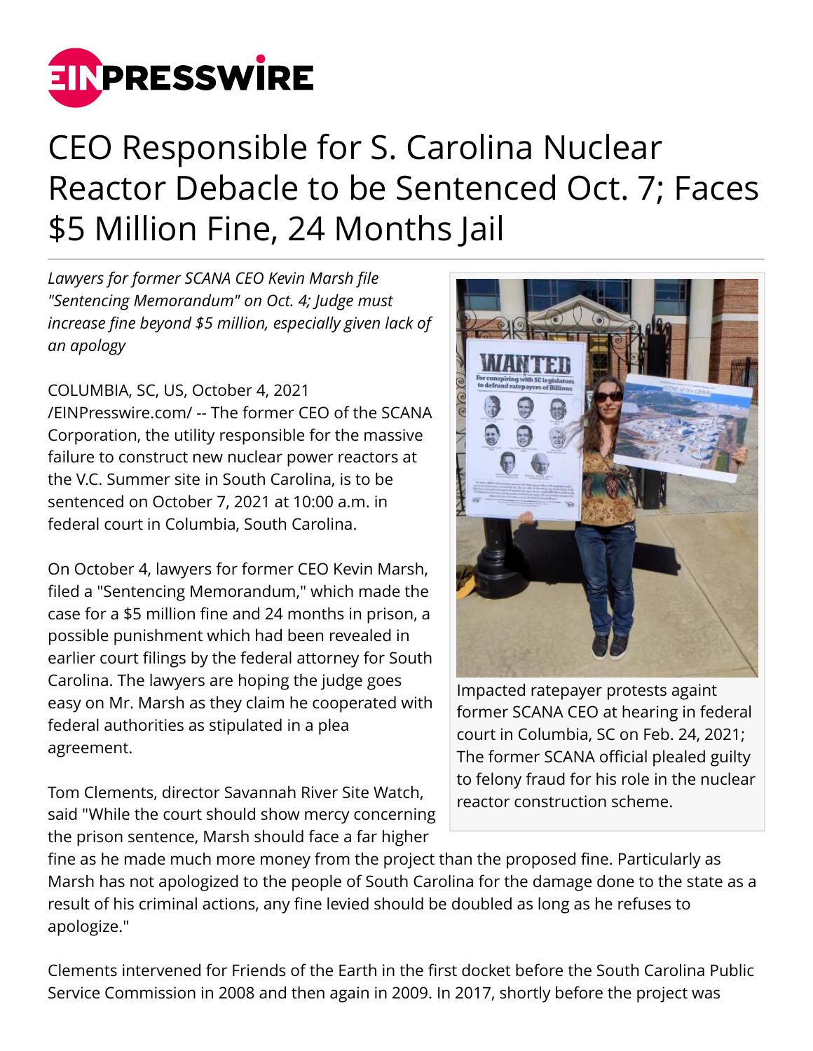# CEO Responsible for S. Carolina Nuclear Reactor Debacle to be Sentenced Oct. 7; Faces $5 Million Fine, 24 Months Jail

*Lawyers for former SCANA CEO Kevin Marsh file "Sentencing Memorandum" on Oct. 4; Judge must increase fine beyond $5 million, especially given lack of an apology*

COLUMBIA, SC, US, October 4, 2021 /EINPresswire.com/ -- The former CEO of the SCANA Corporation, the utility responsible for the massive failure to construct new nuclear power reactors at the V.C. Summer site in South Carolina, is to be sentenced on October 7, 2021 at 10:00 a.m. in federal court in Columbia, South Carolina.

On October 4, lawyers for former CEO Kevin Marsh, filed a "Sentencing Memorandum," which made the case for a $5 million fine and 24 months in prison, a possible punishment which had been revealed in earlier court filings by the federal attorney for South Carolina. The lawyers are hoping the judge goes easy on Mr. Marsh as they claim he cooperated with federal authorities as stipulated in a plea agreement.

Impacted ratepayer protests againt former SCANA CEO at hearing in federal court in Columbia, SC on Feb. 24, 2021; The former SCANA official plealed guilty to felony fraud for his role in the nuclear reactor construction scheme.

Tom Clements, director Savannah River Site Watch, said "While the court should show mercy concerning the prison sentence, Marsh should face a far higher fine as he made much more money from the project than the proposed fine. Particularly as Marsh has not apologized to the people of South Carolina for the damage done to the state as a result of his criminal actions, any fine levied should be doubled as long as he refuses to apologize."

Clements intervened for Friends of the Earth in the first docket before the South Carolina Public Service Commission in 2008 and then again in 2009. In 2017, shortly before the project was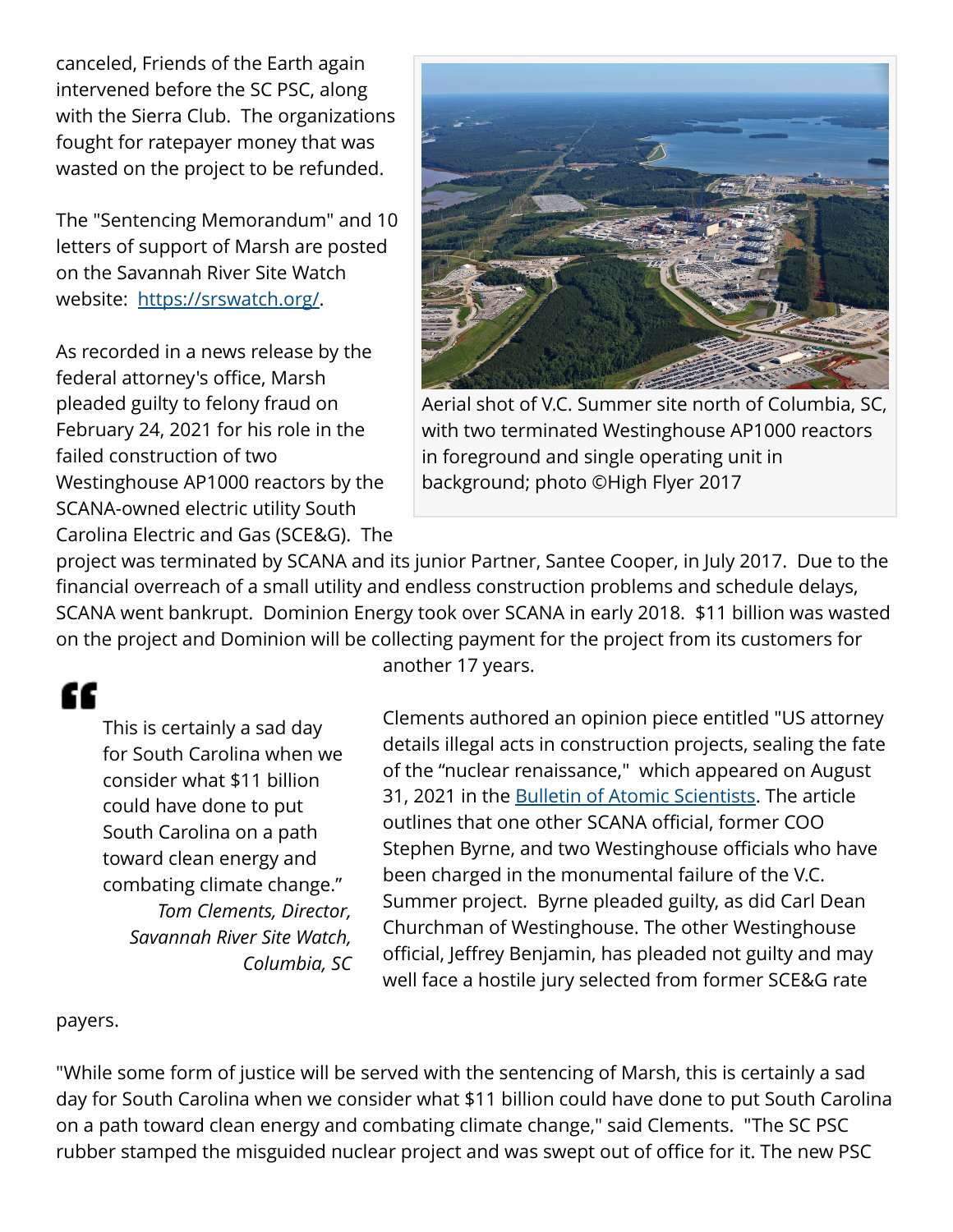canceled, Friends of the Earth again intervened before the SC PSC, along with the Sierra Club. The organizations fought for ratepayer money that was wasted on the project to be refunded.

The "Sentencing Memorandum" and 10 letters of support of Marsh are posted on the Savannah River Site Watch website: [https://srswatch.org/](https://srswatch.org/).

As recorded in a news release by the federal attorney's office, Marsh pleaded guilty to felony fraud on February 24, 2021 for his role in the failed construction of two Westinghouse AP1000 reactors by the SCANA-owned electric utility South Carolina Electric and Gas (SCE&G). The project was terminated by SCANA and its junior Partner, Santee Cooper, in July 2017. Due to the financial overreach of a small utility and endless construction problems and schedule delays, SCANA went bankrupt. Dominion Energy took over SCANA in early 2018. $11 billion was wasted on the project and Dominion will be collecting payment for the project from its customers for another 17 years.

Aerial shot of V.C. Summer site north of Columbia, SC, with two terminated Westinghouse AP1000 reactors in foreground and single operating unit in background; photo ©High Flyer 2017

> This is certainly a sad day for South Carolina when we consider what $11 billion could have done to put South Carolina on a path toward clean energy and combating climate change."
>
> *Tom Clements, Director, Savannah River Site Watch, Columbia, SC*

Clements authored an opinion piece entitled "US attorney details illegal acts in construction projects, sealing the fate of the "nuclear renaissance," which appeared on August 31, 2021 in the [Bulletin of Atomic Scientists](). The article outlines that one other SCANA official, former COO Stephen Byrne, and two Westinghouse officials who have been charged in the monumental failure of the V.C. Summer project. Byrne pleaded guilty, as did Carl Dean Churchman of Westinghouse. The other Westinghouse official, Jeffrey Benjamin, has pleaded not guilty and may well face a hostile jury selected from former SCE&G rate payers.

"While some form of justice will be served with the sentencing of Marsh, this is certainly a sad day for South Carolina when we consider what $11 billion could have done to put South Carolina on a path toward clean energy and combating climate change," said Clements. "The SC PSC rubber stamped the misguided nuclear project and was swept out of office for it. The new PSC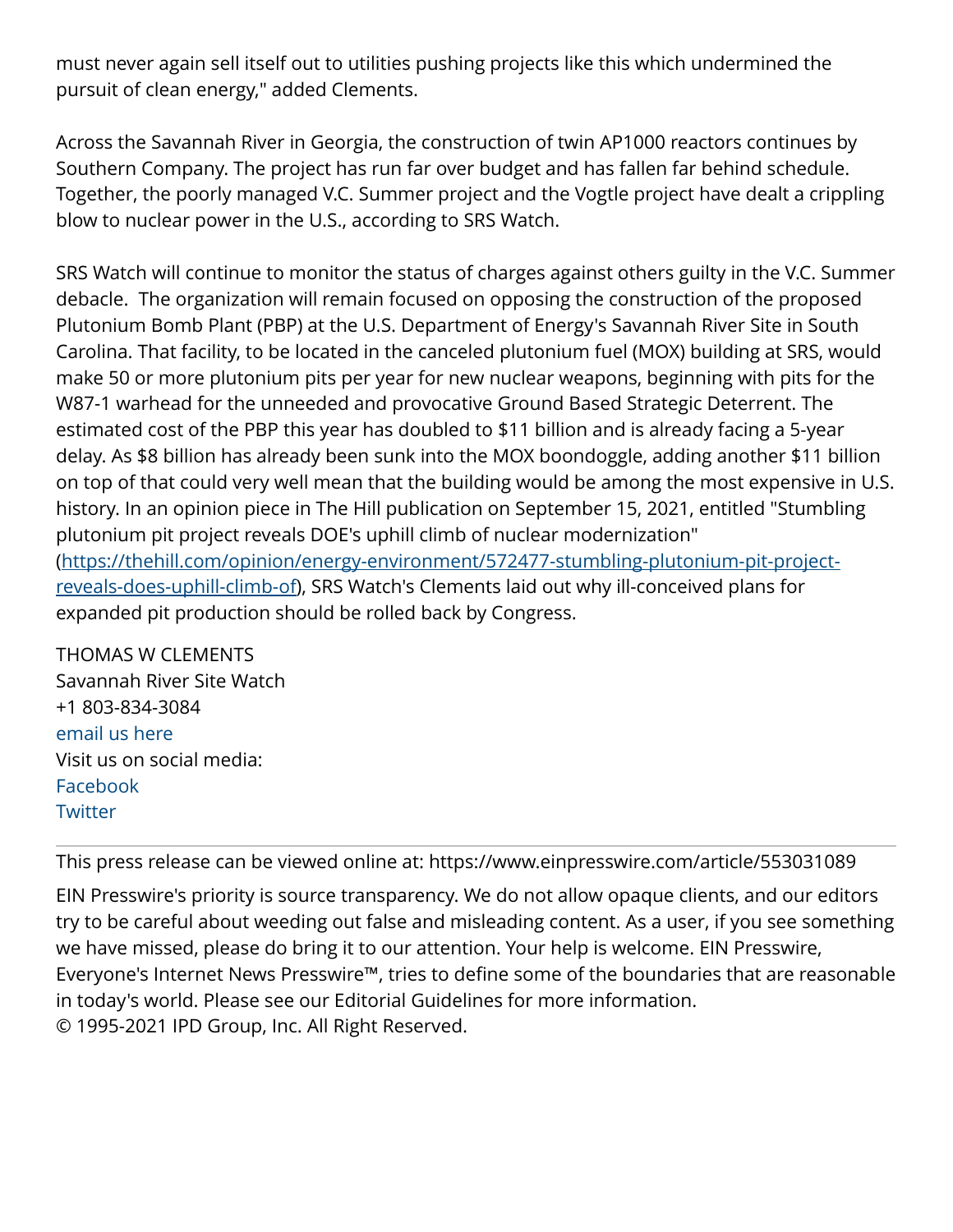must never again sell itself out to utilities pushing projects like this which undermined the pursuit of clean energy," added Clements.

Across the Savannah River in Georgia, the construction of twin AP1000 reactors continues by Southern Company. The project has run far over budget and has fallen far behind schedule. Together, the poorly managed V.C. Summer project and the Vogtle project have dealt a crippling blow to nuclear power in the U.S., according to SRS Watch.

SRS Watch will continue to monitor the status of charges against others guilty in the V.C. Summer debacle. The organization will remain focused on opposing the construction of the proposed Plutonium Bomb Plant (PBP) at the U.S. Department of Energy's Savannah River Site in South Carolina. That facility, to be located in the canceled plutonium fuel (MOX) building at SRS, would make 50 or more plutonium pits per year for new nuclear weapons, beginning with pits for the W87-1 warhead for the unneeded and provocative Ground Based Strategic Deterrent. The estimated cost of the PBP this year has doubled to $11 billion and is already facing a 5-year delay. As $8 billion has already been sunk into the MOX boondoggle, adding another $11 billion on top of that could very well mean that the building would be among the most expensive in U.S. history. In an opinion piece in The Hill publication on September 15, 2021, entitled "Stumbling plutonium pit project reveals DOE's uphill climb of nuclear modernization" ([https://thehill.com/opinion/energy-environment/572477-stumbling-plutonium-pit-project-reveals-does-uphill-climb-of](https://thehill.com/opinion/energy-environment/572477-stumbling-plutonium-pit-project-reveals-does-uphill-climb-of)), SRS Watch's Clements laid out why ill-conceived plans for expanded pit production should be rolled back by Congress.

THOMAS W CLEMENTS
Savannah River Site Watch
+1 803-834-3084
email us here
Visit us on social media:
Facebook
Twitter

---

This press release can be viewed online at: https://www.einpresswire.com/article/553031089

EIN Presswire's priority is source transparency. We do not allow opaque clients, and our editors try to be careful about weeding out false and misleading content. As a user, if you see something we have missed, please do bring it to our attention. Your help is welcome. EIN Presswire, Everyone's Internet News Presswire™, tries to define some of the boundaries that are reasonable in today's world. Please see our Editorial Guidelines for more information.
© 1995-2021 IPD Group, Inc. All Right Reserved.